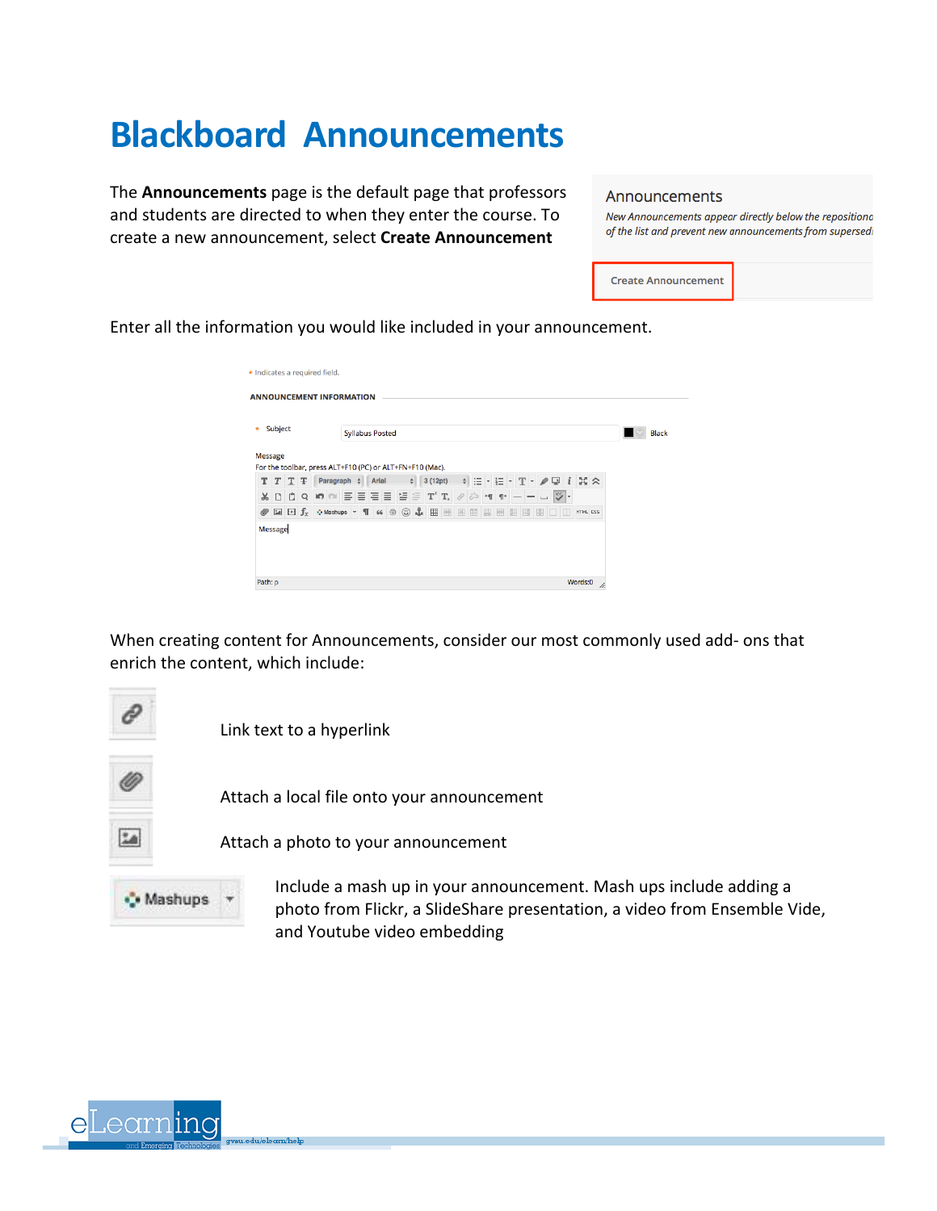# Blackboard Announcements

The **Announcements** page is the default page that professors and students are directed to when they enter the course. To create a new announcement, select **Create Announcement**

Enter all the information you would like included in your announcement.

When creating content for Announcements, consider our most commonly used add- ons that enrich the content, which include:

Link text to a hyperlink

Attach a local file onto your announcement

Attach a photo to your announcement

Include a mash up in your announcement. Mash ups include adding a photo from Flickr, a SlideShare presentation, a video from Ensemble Vide, and Youtube video embedding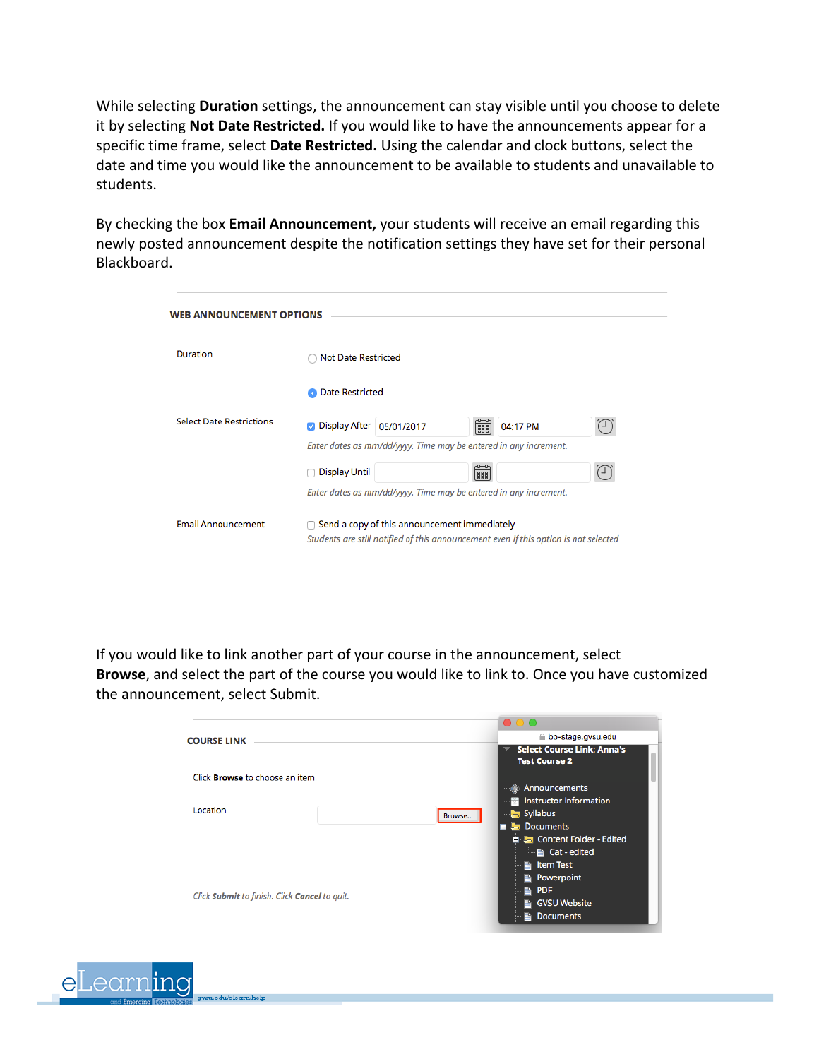While selecting **Duration** settings, the announcement can stay visible until you choose to delete it by selecting **Not Date Restricted.** If you would like to have the announcements appear for a specific time frame, select **Date Restricted.** Using the calendar and clock buttons, select the date and time you would like the announcement to be available to students and unavailable to students.

By checking the box **Email Announcement,** your students will receive an email regarding this newly posted announcement despite the notification settings they have set for their personal Blackboard.

WEB ANNOUNCEMENT OPTIONS

Duration

Not Date Restricted

Date Restricted

Select Date Restrictions

Display After 05/01/2017 04:17 PM

*Enter dates as mm/dd/yyyy. Time may be entered in any increment.*

Display Until

*Enter dates as mm/dd/yyyy. Time may be entered in any increment.*

Email Announcement

Send a copy of this announcement immediately

*Students are still notified of this announcement even if this option is not selected*

If you would like to link another part of your course in the announcement, select **Browse**, and select the part of the course you would like to link to. Once you have customized the announcement, select Submit.

COURSE LINK

Click **Browse** to choose an item.

Location Browse...

*Click **Submit** to finish. Click **Cancel** to quit.*

bb-stage.gvsu.edu

Select Course Link: Anna's Test Course 2

- Announcements
- Instructor Information
- Syllabus
- Documents
  - Content Folder - Edited
    - Cat - edited
  - Item Test
  - Powerpoint
  - PDF
  - GVSU Website
  - Documents